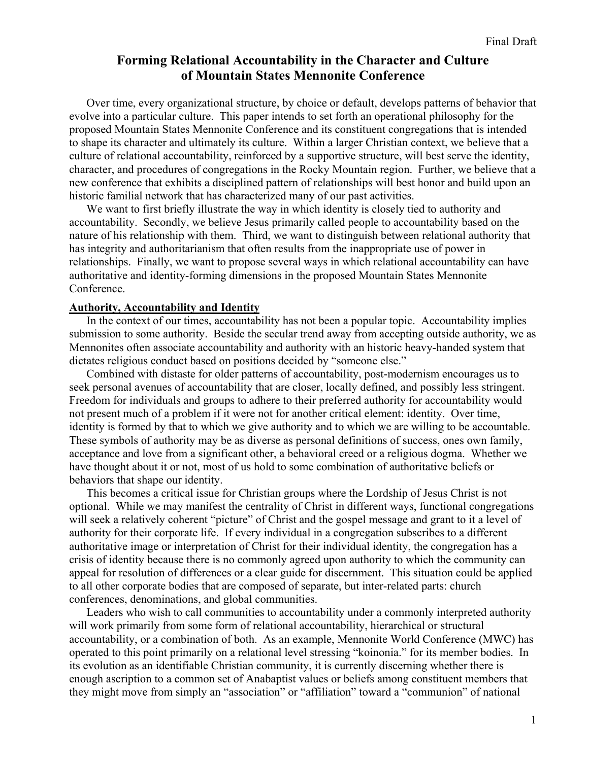Final Draft

# Forming Relational Accountability in the Character and Culture of Mountain States Mennonite Conference

Over time, every organizational structure, by choice or default, develops patterns of behavior that evolve into a particular culture. This paper intends to set forth an operational philosophy for the proposed Mountain States Mennonite Conference and its constituent congregations that is intended to shape its character and ultimately its culture. Within a larger Christian context, we believe that a culture of relational accountability, reinforced by a supportive structure, will best serve the identity, character, and procedures of congregations in the Rocky Mountain region. Further, we believe that a new conference that exhibits a disciplined pattern of relationships will best honor and build upon an historic familial network that has characterized many of our past activities.

We want to first briefly illustrate the way in which identity is closely tied to authority and accountability. Secondly, we believe Jesus primarily called people to accountability based on the nature of his relationship with them. Third, we want to distinguish between relational authority that has integrity and authoritarianism that often results from the inappropriate use of power in relationships. Finally, we want to propose several ways in which relational accountability can have authoritative and identity-forming dimensions in the proposed Mountain States Mennonite Conference.

## Authority, Accountability and Identity

In the context of our times, accountability has not been a popular topic. Accountability implies submission to some authority. Beside the secular trend away from accepting outside authority, we as Mennonites often associate accountability and authority with an historic heavy-handed system that dictates religious conduct based on positions decided by "someone else."

Combined with distaste for older patterns of accountability, post-modernism encourages us to seek personal avenues of accountability that are closer, locally defined, and possibly less stringent. Freedom for individuals and groups to adhere to their preferred authority for accountability would not present much of a problem if it were not for another critical element: identity. Over time, identity is formed by that to which we give authority and to which we are willing to be accountable. These symbols of authority may be as diverse as personal definitions of success, ones own family, acceptance and love from a significant other, a behavioral creed or a religious dogma. Whether we have thought about it or not, most of us hold to some combination of authoritative beliefs or behaviors that shape our identity.

This becomes a critical issue for Christian groups where the Lordship of Jesus Christ is not optional. While we may manifest the centrality of Christ in different ways, functional congregations will seek a relatively coherent "picture" of Christ and the gospel message and grant to it a level of authority for their corporate life. If every individual in a congregation subscribes to a different authoritative image or interpretation of Christ for their individual identity, the congregation has a crisis of identity because there is no commonly agreed upon authority to which the community can appeal for resolution of differences or a clear guide for discernment. This situation could be applied to all other corporate bodies that are composed of separate, but inter-related parts: church conferences, denominations, and global communities.

Leaders who wish to call communities to accountability under a commonly interpreted authority will work primarily from some form of relational accountability, hierarchical or structural accountability, or a combination of both. As an example, Mennonite World Conference (MWC) has operated to this point primarily on a relational level stressing "koinonia." for its member bodies. In its evolution as an identifiable Christian community, it is currently discerning whether there is enough ascription to a common set of Anabaptist values or beliefs among constituent members that they might move from simply an "association" or "affiliation" toward a "communion" of national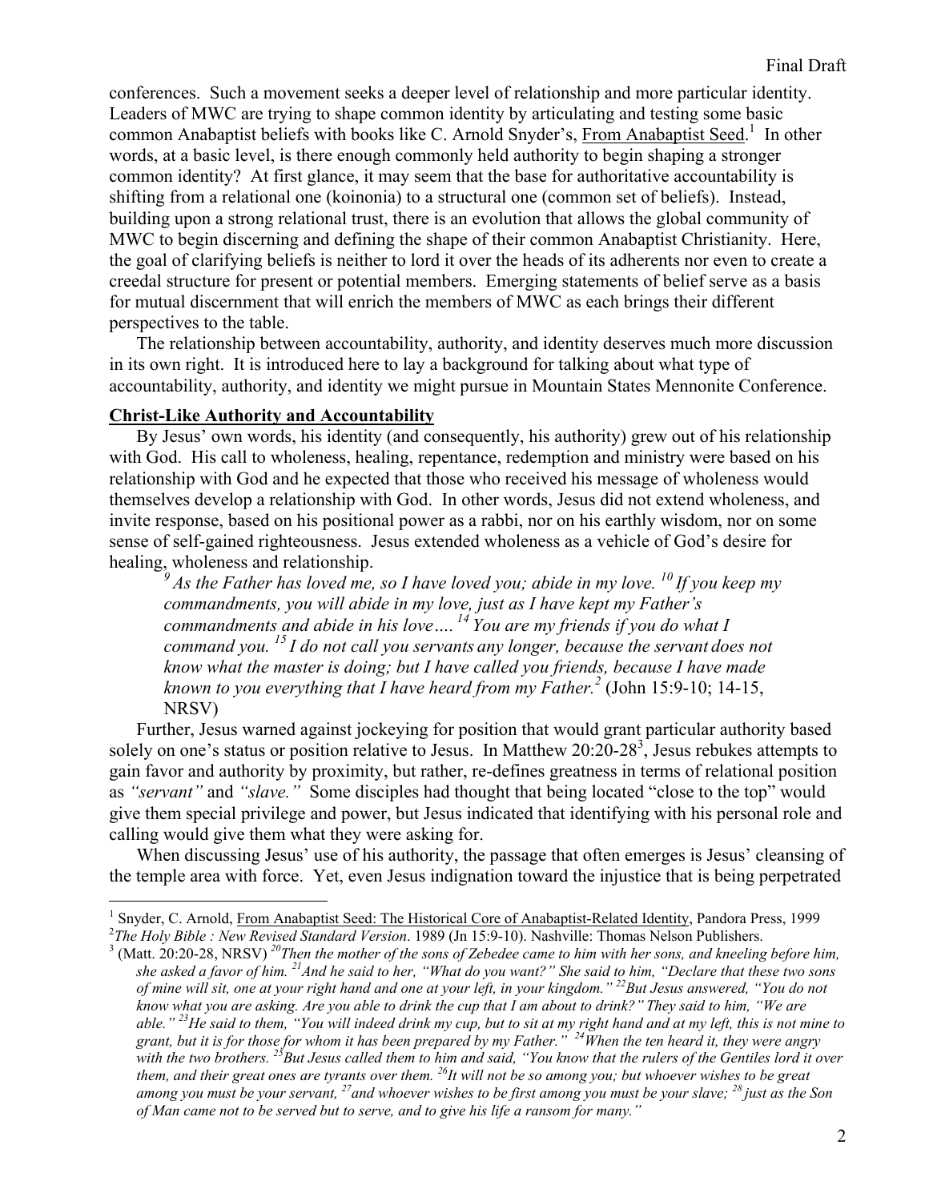conferences. Such a movement seeks a deeper level of relationship and more particular identity. Leaders of MWC are trying to shape common identity by articulating and testing some basic common Anabaptist beliefs with books like C. Arnold Snyder's, From Anabaptist Seed.[1] In other words, at a basic level, is there enough commonly held authority to begin shaping a stronger common identity? At first glance, it may seem that the base for authoritative accountability is shifting from a relational one (koinonia) to a structural one (common set of beliefs). Instead, building upon a strong relational trust, there is an evolution that allows the global community of MWC to begin discerning and defining the shape of their common Anabaptist Christianity. Here, the goal of clarifying beliefs is neither to lord it over the heads of its adherents nor even to create a creedal structure for present or potential members. Emerging statements of belief serve as a basis for mutual discernment that will enrich the members of MWC as each brings their different perspectives to the table.

The relationship between accountability, authority, and identity deserves much more discussion in its own right. It is introduced here to lay a background for talking about what type of accountability, authority, and identity we might pursue in Mountain States Mennonite Conference.

## Christ-Like Authority and Accountability

By Jesus' own words, his identity (and consequently, his authority) grew out of his relationship with God. His call to wholeness, healing, repentance, redemption and ministry were based on his relationship with God and he expected that those who received his message of wholeness would themselves develop a relationship with God. In other words, Jesus did not extend wholeness, and invite response, based on his positional power as a rabbi, nor on his earthly wisdom, nor on some sense of self-gained righteousness. Jesus extended wholeness as a vehicle of God's desire for healing, wholeness and relationship.

> *[9] As the Father has loved me, so I have loved you; abide in my love. [10] If you keep my commandments, you will abide in my love, just as I have kept my Father's commandments and abide in his love.… [14] You are my friends if you do what I command you. [15] I do not call you servants any longer, because the servant does not know what the master is doing; but I have called you friends, because I have made known to you everything that I have heard from my Father.*[2] (John 15:9-10; 14-15, NRSV)

Further, Jesus warned against jockeying for position that would grant particular authority based solely on one's status or position relative to Jesus. In Matthew 20:20-28[3], Jesus rebukes attempts to gain favor and authority by proximity, but rather, re-defines greatness in terms of relational position as *"servant"* and *"slave."* Some disciples had thought that being located "close to the top" would give them special privilege and power, but Jesus indicated that identifying with his personal role and calling would give them what they were asking for.

When discussing Jesus' use of his authority, the passage that often emerges is Jesus' cleansing of the temple area with force. Yet, even Jesus indignation toward the injustice that is being perpetrated

---

[1] Snyder, C. Arnold, From Anabaptist Seed: The Historical Core of Anabaptist-Related Identity, Pandora Press, 1999

[2] *The Holy Bible : New Revised Standard Version*. 1989 (Jn 15:9-10). Nashville: Thomas Nelson Publishers.

[3] (Matt. 20:20-28, NRSV) *[20] Then the mother of the sons of Zebedee came to him with her sons, and kneeling before him, she asked a favor of him. [21] And he said to her, "What do you want?" She said to him, "Declare that these two sons of mine will sit, one at your right hand and one at your left, in your kingdom." [22] But Jesus answered, "You do not know what you are asking. Are you able to drink the cup that I am about to drink?" They said to him, "We are able." [23] He said to them, "You will indeed drink my cup, but to sit at my right hand and at my left, this is not mine to grant, but it is for those for whom it has been prepared by my Father." [24] When the ten heard it, they were angry with the two brothers. [25] But Jesus called them to him and said, "You know that the rulers of the Gentiles lord it over them, and their great ones are tyrants over them. [26] It will not be so among you; but whoever wishes to be great among you must be your servant, [27] and whoever wishes to be first among you must be your slave; [28] just as the Son of Man came not to be served but to serve, and to give his life a ransom for many."*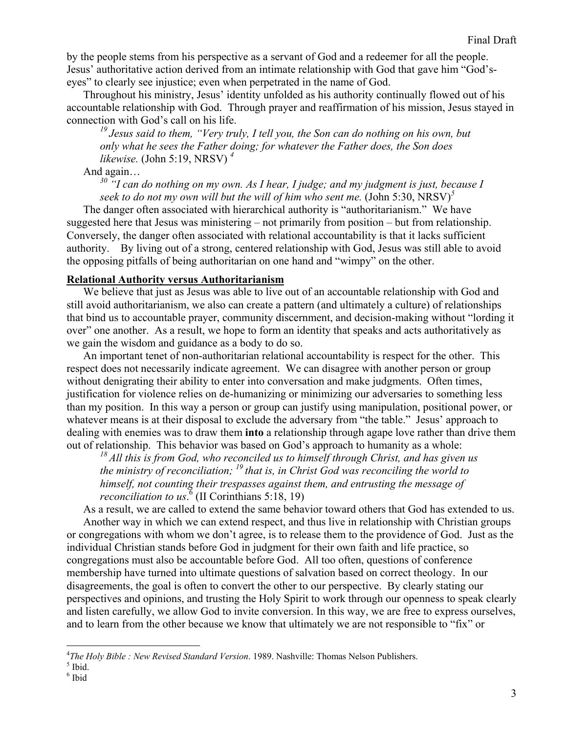by the people stems from his perspective as a servant of God and a redeemer for all the people. Jesus' authoritative action derived from an intimate relationship with God that gave him "God's-eyes" to clearly see injustice; even when perpetrated in the name of God.

Throughout his ministry, Jesus' identity unfolded as his authority continually flowed out of his accountable relationship with God. Through prayer and reaffirmation of his mission, Jesus stayed in connection with God's call on his life.

> [19] *Jesus said to them, "Very truly, I tell you, the Son can do nothing on his own, but only what he sees the Father doing; for whatever the Father does, the Son does likewise.* (John 5:19, NRSV) [4]

And again…

> [30] *"I can do nothing on my own. As I hear, I judge; and my judgment is just, because I seek to do not my own will but the will of him who sent me.* (John 5:30, NRSV)[5]

The danger often associated with hierarchical authority is "authoritarianism." We have suggested here that Jesus was ministering – not primarily from position – but from relationship. Conversely, the danger often associated with relational accountability is that it lacks sufficient authority. By living out of a strong, centered relationship with God, Jesus was still able to avoid the opposing pitfalls of being authoritarian on one hand and "wimpy" on the other.

**Relational Authority versus Authoritarianism**

We believe that just as Jesus was able to live out of an accountable relationship with God and still avoid authoritarianism, we also can create a pattern (and ultimately a culture) of relationships that bind us to accountable prayer, community discernment, and decision-making without "lording it over" one another. As a result, we hope to form an identity that speaks and acts authoritatively as we gain the wisdom and guidance as a body to do so.

An important tenet of non-authoritarian relational accountability is respect for the other. This respect does not necessarily indicate agreement. We can disagree with another person or group without denigrating their ability to enter into conversation and make judgments. Often times, justification for violence relies on de-humanizing or minimizing our adversaries to something less than my position. In this way a person or group can justify using manipulation, positional power, or whatever means is at their disposal to exclude the adversary from "the table." Jesus' approach to dealing with enemies was to draw them **into** a relationship through agape love rather than drive them out of relationship. This behavior was based on God's approach to humanity as a whole:

> [18] *All this is from God, who reconciled us to himself through Christ, and has given us the ministry of reconciliation;* [19] *that is, in Christ God was reconciling the world to himself, not counting their trespasses against them, and entrusting the message of reconciliation to us.*[6] (II Corinthians 5:18, 19)

As a result, we are called to extend the same behavior toward others that God has extended to us.

Another way in which we can extend respect, and thus live in relationship with Christian groups or congregations with whom we don't agree, is to release them to the providence of God. Just as the individual Christian stands before God in judgment for their own faith and life practice, so congregations must also be accountable before God. All too often, questions of conference membership have turned into ultimate questions of salvation based on correct theology. In our disagreements, the goal is often to convert the other to our perspective. By clearly stating our perspectives and opinions, and trusting the Holy Spirit to work through our openness to speak clearly and listen carefully, we allow God to invite conversion. In this way, we are free to express ourselves, and to learn from the other because we know that ultimately we are not responsible to "fix" or

---

[4] *The Holy Bible : New Revised Standard Version*. 1989. Nashville: Thomas Nelson Publishers.

[5] Ibid.

[6] Ibid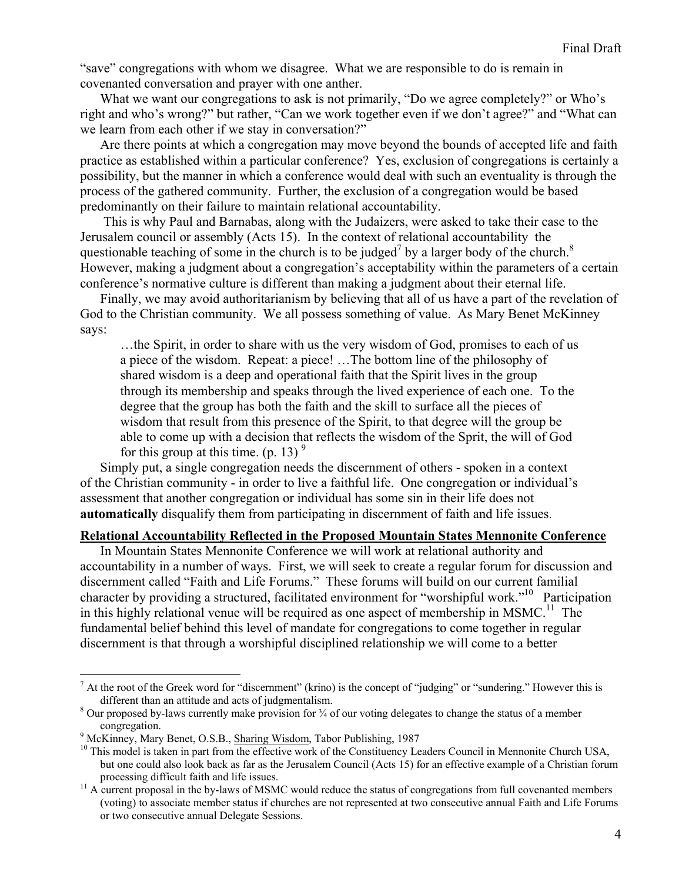"save" congregations with whom we disagree. What we are responsible to do is remain in covenanted conversation and prayer with one anther.

What we want our congregations to ask is not primarily, "Do we agree completely?" or Who's right and who's wrong?" but rather, "Can we work together even if we don't agree?" and "What can we learn from each other if we stay in conversation?"

Are there points at which a congregation may move beyond the bounds of accepted life and faith practice as established within a particular conference? Yes, exclusion of congregations is certainly a possibility, but the manner in which a conference would deal with such an eventuality is through the process of the gathered community. Further, the exclusion of a congregation would be based predominantly on their failure to maintain relational accountability.

This is why Paul and Barnabas, along with the Judaizers, were asked to take their case to the Jerusalem council or assembly (Acts 15). In the context of relational accountability the questionable teaching of some in the church is to be judged[7] by a larger body of the church.[8] However, making a judgment about a congregation's acceptability within the parameters of a certain conference's normative culture is different than making a judgment about their eternal life.

Finally, we may avoid authoritarianism by believing that all of us have a part of the revelation of God to the Christian community. We all possess something of value. As Mary Benet McKinney says:

> …the Spirit, in order to share with us the very wisdom of God, promises to each of us a piece of the wisdom. Repeat: a piece! …The bottom line of the philosophy of shared wisdom is a deep and operational faith that the Spirit lives in the group through its membership and speaks through the lived experience of each one. To the degree that the group has both the faith and the skill to surface all the pieces of wisdom that result from this presence of the Spirit, to that degree will the group be able to come up with a decision that reflects the wisdom of the Sprit, the will of God for this group at this time. (p. 13) [9]

Simply put, a single congregation needs the discernment of others - spoken in a context of the Christian community - in order to live a faithful life. One congregation or individual's assessment that another congregation or individual has some sin in their life does not **automatically** disqualify them from participating in discernment of faith and life issues.

## Relational Accountability Reflected in the Proposed Mountain States Mennonite Conference

In Mountain States Mennonite Conference we will work at relational authority and accountability in a number of ways. First, we will seek to create a regular forum for discussion and discernment called "Faith and Life Forums." These forums will build on our current familial character by providing a structured, facilitated environment for "worshipful work."[10] Participation in this highly relational venue will be required as one aspect of membership in MSMC.[11] The fundamental belief behind this level of mandate for congregations to come together in regular discernment is that through a worshipful disciplined relationship we will come to a better

---

[7] At the root of the Greek word for "discernment" (krino) is the concept of "judging" or "sundering." However this is different than an attitude and acts of judgmentalism.

[8] Our proposed by-laws currently make provision for ¾ of our voting delegates to change the status of a member congregation.

[9] McKinney, Mary Benet, O.S.B., Sharing Wisdom, Tabor Publishing, 1987

[10] This model is taken in part from the effective work of the Constituency Leaders Council in Mennonite Church USA, but one could also look back as far as the Jerusalem Council (Acts 15) for an effective example of a Christian forum processing difficult faith and life issues.

[11] A current proposal in the by-laws of MSMC would reduce the status of congregations from full covenanted members (voting) to associate member status if churches are not represented at two consecutive annual Faith and Life Forums or two consecutive annual Delegate Sessions.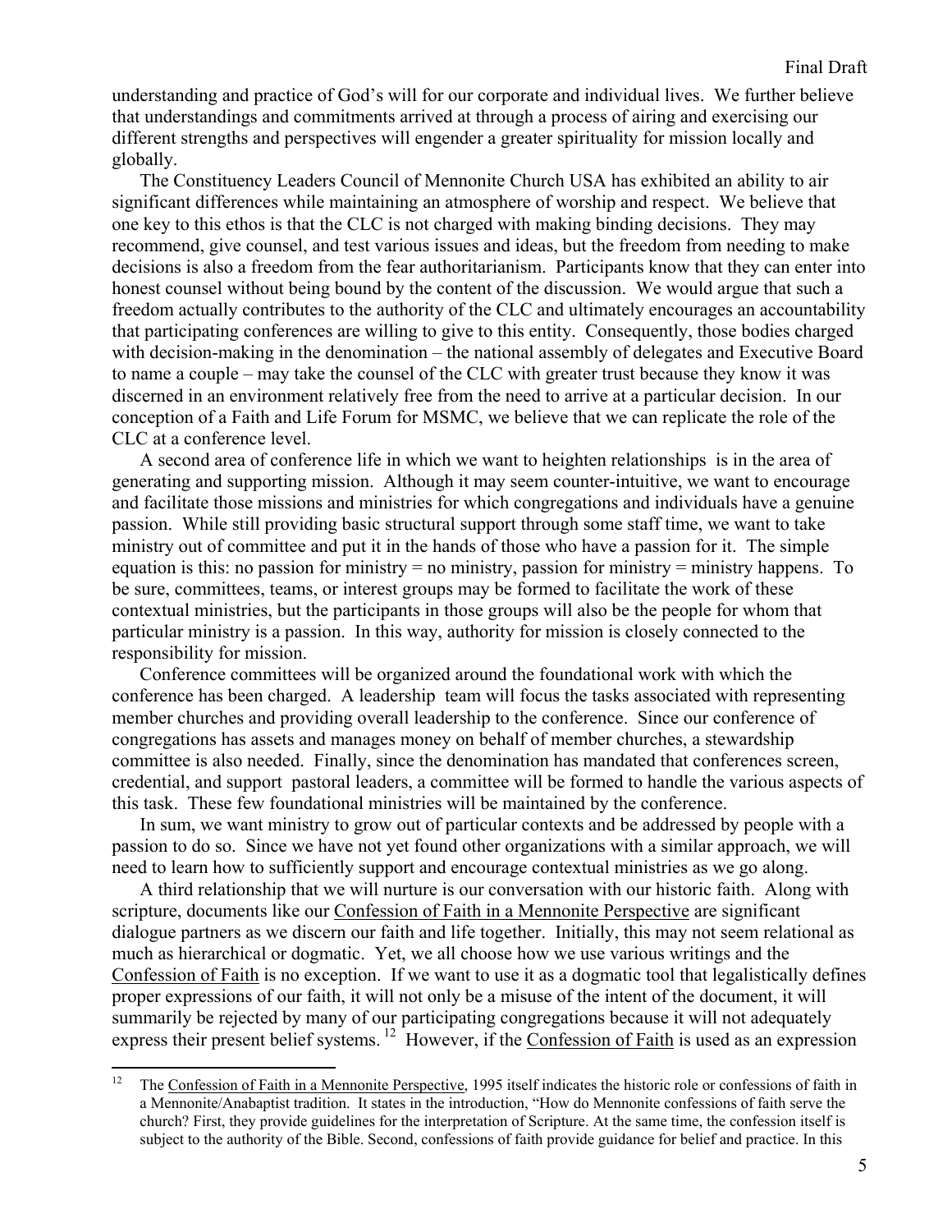understanding and practice of God's will for our corporate and individual lives. We further believe that understandings and commitments arrived at through a process of airing and exercising our different strengths and perspectives will engender a greater spirituality for mission locally and globally.

The Constituency Leaders Council of Mennonite Church USA has exhibited an ability to air significant differences while maintaining an atmosphere of worship and respect. We believe that one key to this ethos is that the CLC is not charged with making binding decisions. They may recommend, give counsel, and test various issues and ideas, but the freedom from needing to make decisions is also a freedom from the fear authoritarianism. Participants know that they can enter into honest counsel without being bound by the content of the discussion. We would argue that such a freedom actually contributes to the authority of the CLC and ultimately encourages an accountability that participating conferences are willing to give to this entity. Consequently, those bodies charged with decision-making in the denomination – the national assembly of delegates and Executive Board to name a couple – may take the counsel of the CLC with greater trust because they know it was discerned in an environment relatively free from the need to arrive at a particular decision. In our conception of a Faith and Life Forum for MSMC, we believe that we can replicate the role of the CLC at a conference level.

A second area of conference life in which we want to heighten relationships is in the area of generating and supporting mission. Although it may seem counter-intuitive, we want to encourage and facilitate those missions and ministries for which congregations and individuals have a genuine passion. While still providing basic structural support through some staff time, we want to take ministry out of committee and put it in the hands of those who have a passion for it. The simple equation is this: no passion for ministry = no ministry, passion for ministry = ministry happens. To be sure, committees, teams, or interest groups may be formed to facilitate the work of these contextual ministries, but the participants in those groups will also be the people for whom that particular ministry is a passion. In this way, authority for mission is closely connected to the responsibility for mission.

Conference committees will be organized around the foundational work with which the conference has been charged. A leadership team will focus the tasks associated with representing member churches and providing overall leadership to the conference. Since our conference of congregations has assets and manages money on behalf of member churches, a stewardship committee is also needed. Finally, since the denomination has mandated that conferences screen, credential, and support pastoral leaders, a committee will be formed to handle the various aspects of this task. These few foundational ministries will be maintained by the conference.

In sum, we want ministry to grow out of particular contexts and be addressed by people with a passion to do so. Since we have not yet found other organizations with a similar approach, we will need to learn how to sufficiently support and encourage contextual ministries as we go along.

A third relationship that we will nurture is our conversation with our historic faith. Along with scripture, documents like our Confession of Faith in a Mennonite Perspective are significant dialogue partners as we discern our faith and life together. Initially, this may not seem relational as much as hierarchical or dogmatic. Yet, we all choose how we use various writings and the Confession of Faith is no exception. If we want to use it as a dogmatic tool that legalistically defines proper expressions of our faith, it will not only be a misuse of the intent of the document, it will summarily be rejected by many of our participating congregations because it will not adequately express their present belief systems.[12] However, if the Confession of Faith is used as an expression

[12] The Confession of Faith in a Mennonite Perspective, 1995 itself indicates the historic role or confessions of faith in a Mennonite/Anabaptist tradition. It states in the introduction, "How do Mennonite confessions of faith serve the church? First, they provide guidelines for the interpretation of Scripture. At the same time, the confession itself is subject to the authority of the Bible. Second, confessions of faith provide guidance for belief and practice. In this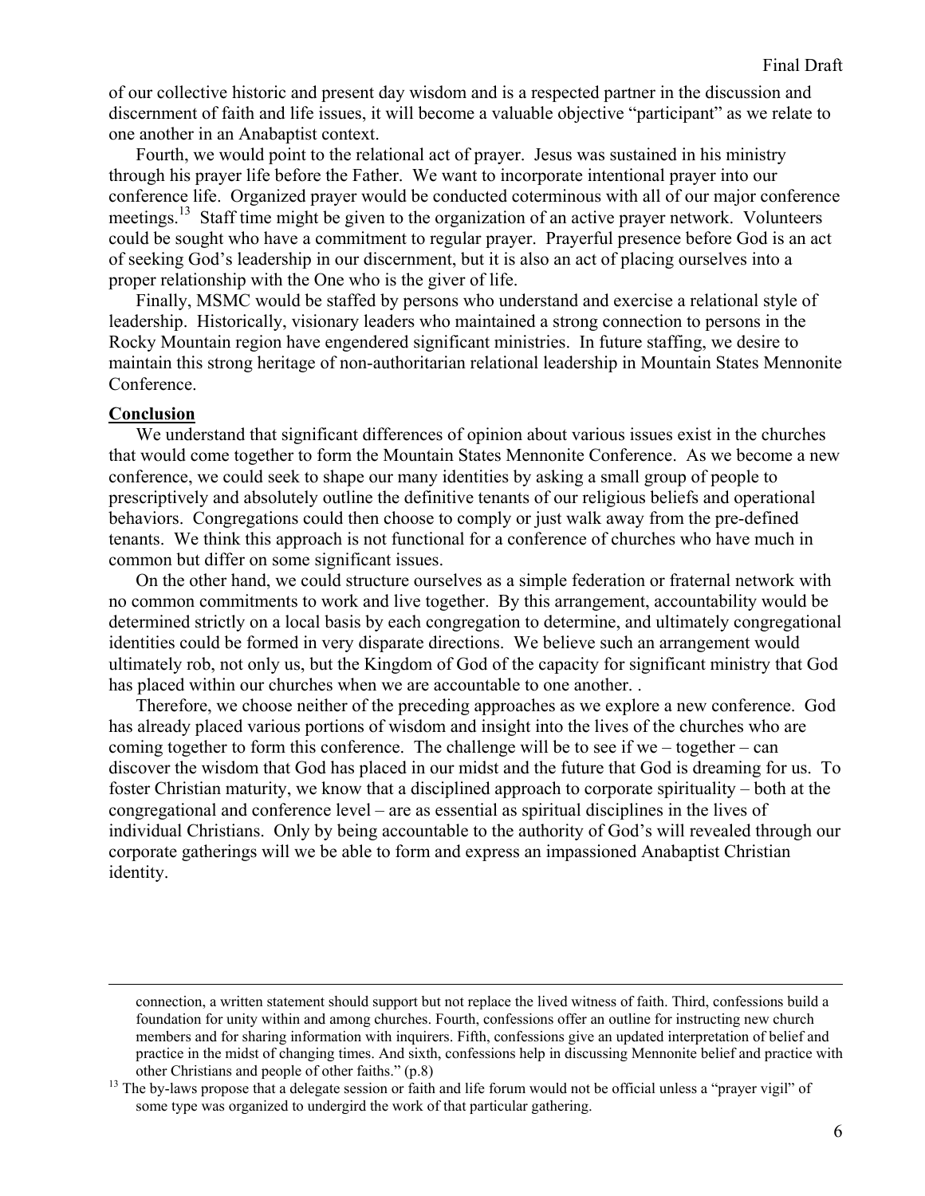of our collective historic and present day wisdom and is a respected partner in the discussion and discernment of faith and life issues, it will become a valuable objective "participant" as we relate to one another in an Anabaptist context.

Fourth, we would point to the relational act of prayer. Jesus was sustained in his ministry through his prayer life before the Father. We want to incorporate intentional prayer into our conference life. Organized prayer would be conducted coterminous with all of our major conference meetings.[13] Staff time might be given to the organization of an active prayer network. Volunteers could be sought who have a commitment to regular prayer. Prayerful presence before God is an act of seeking God's leadership in our discernment, but it is also an act of placing ourselves into a proper relationship with the One who is the giver of life.

Finally, MSMC would be staffed by persons who understand and exercise a relational style of leadership. Historically, visionary leaders who maintained a strong connection to persons in the Rocky Mountain region have engendered significant ministries. In future staffing, we desire to maintain this strong heritage of non-authoritarian relational leadership in Mountain States Mennonite Conference.

**Conclusion**

We understand that significant differences of opinion about various issues exist in the churches that would come together to form the Mountain States Mennonite Conference. As we become a new conference, we could seek to shape our many identities by asking a small group of people to prescriptively and absolutely outline the definitive tenants of our religious beliefs and operational behaviors. Congregations could then choose to comply or just walk away from the pre-defined tenants. We think this approach is not functional for a conference of churches who have much in common but differ on some significant issues.

On the other hand, we could structure ourselves as a simple federation or fraternal network with no common commitments to work and live together. By this arrangement, accountability would be determined strictly on a local basis by each congregation to determine, and ultimately congregational identities could be formed in very disparate directions. We believe such an arrangement would ultimately rob, not only us, but the Kingdom of God of the capacity for significant ministry that God has placed within our churches when we are accountable to one another. .

Therefore, we choose neither of the preceding approaches as we explore a new conference. God has already placed various portions of wisdom and insight into the lives of the churches who are coming together to form this conference. The challenge will be to see if we – together – can discover the wisdom that God has placed in our midst and the future that God is dreaming for us. To foster Christian maturity, we know that a disciplined approach to corporate spirituality – both at the congregational and conference level – are as essential as spiritual disciplines in the lives of individual Christians. Only by being accountable to the authority of God's will revealed through our corporate gatherings will we be able to form and express an impassioned Anabaptist Christian identity.

---

connection, a written statement should support but not replace the lived witness of faith. Third, confessions build a foundation for unity within and among churches. Fourth, confessions offer an outline for instructing new church members and for sharing information with inquirers. Fifth, confessions give an updated interpretation of belief and practice in the midst of changing times. And sixth, confessions help in discussing Mennonite belief and practice with other Christians and people of other faiths." (p.8)

[13] The by-laws propose that a delegate session or faith and life forum would not be official unless a "prayer vigil" of some type was organized to undergird the work of that particular gathering.